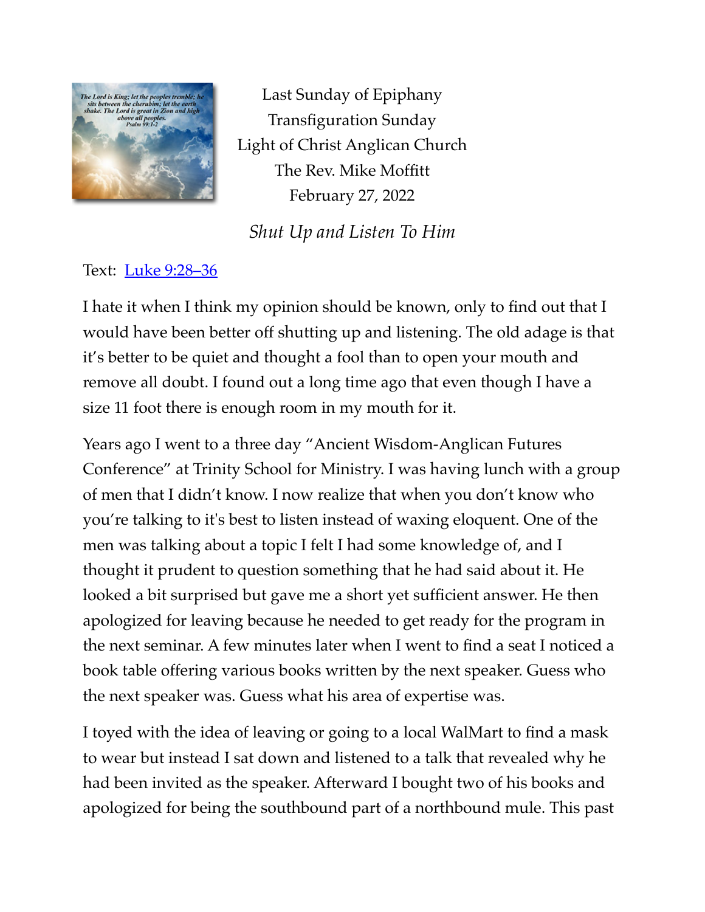Last Sunday of Epiphany
Transfiguration Sunday
Light of Christ Anglican Church
The Rev. Mike Moffitt
February 27, 2022

*Shut Up and Listen To Him*

Text: [Luke 9:28–36]

I hate it when I think my opinion should be known, only to find out that I would have been better off shutting up and listening. The old adage is that it's better to be quiet and thought a fool than to open your mouth and remove all doubt. I found out a long time ago that even though I have a size 11 foot there is enough room in my mouth for it.

Years ago I went to a three day "Ancient Wisdom-Anglican Futures Conference" at Trinity School for Ministry. I was having lunch with a group of men that I didn't know. I now realize that when you don't know who you're talking to it's best to listen instead of waxing eloquent. One of the men was talking about a topic I felt I had some knowledge of, and I thought it prudent to question something that he had said about it. He looked a bit surprised but gave me a short yet sufficient answer. He then apologized for leaving because he needed to get ready for the program in the next seminar. A few minutes later when I went to find a seat I noticed a book table offering various books written by the next speaker. Guess who the next speaker was. Guess what his area of expertise was.

I toyed with the idea of leaving or going to a local WalMart to find a mask to wear but instead I sat down and listened to a talk that revealed why he had been invited as the speaker. Afterward I bought two of his books and apologized for being the southbound part of a northbound mule. This past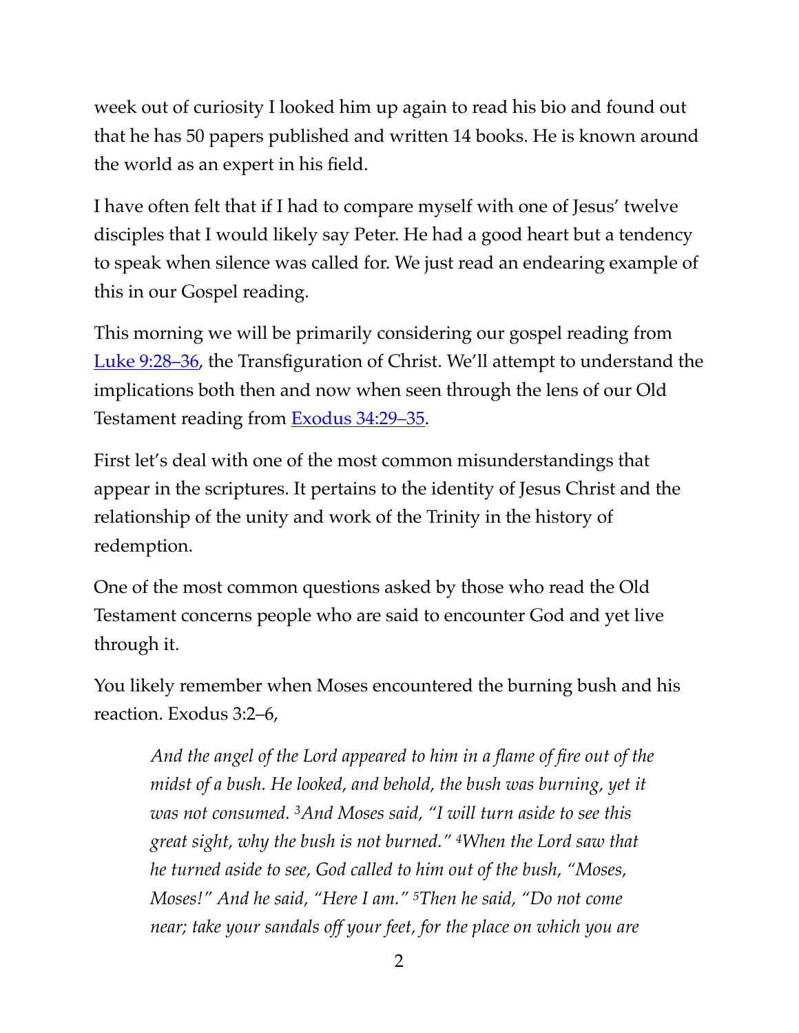week out of curiosity I looked him up again to read his bio and found out that he has 50 papers published and written 14 books. He is known around the world as an expert in his field.

I have often felt that if I had to compare myself with one of Jesus' twelve disciples that I would likely say Peter. He had a good heart but a tendency to speak when silence was called for. We just read an endearing example of this in our Gospel reading.

This morning we will be primarily considering our gospel reading from Luke 9:28–36, the Transfiguration of Christ. We'll attempt to understand the implications both then and now when seen through the lens of our Old Testament reading from Exodus 34:29–35.

First let's deal with one of the most common misunderstandings that appear in the scriptures. It pertains to the identity of Jesus Christ and the relationship of the unity and work of the Trinity in the history of redemption.

One of the most common questions asked by those who read the Old Testament concerns people who are said to encounter God and yet live through it.

You likely remember when Moses encountered the burning bush and his reaction. Exodus 3:2–6,

> *And the angel of the Lord appeared to him in a flame of fire out of the midst of a bush. He looked, and behold, the bush was burning, yet it was not consumed. [3]And Moses said, "I will turn aside to see this great sight, why the bush is not burned." [4]When the Lord saw that he turned aside to see, God called to him out of the bush, "Moses, Moses!" And he said, "Here I am." [5]Then he said, "Do not come near; take your sandals off your feet, for the place on which you are*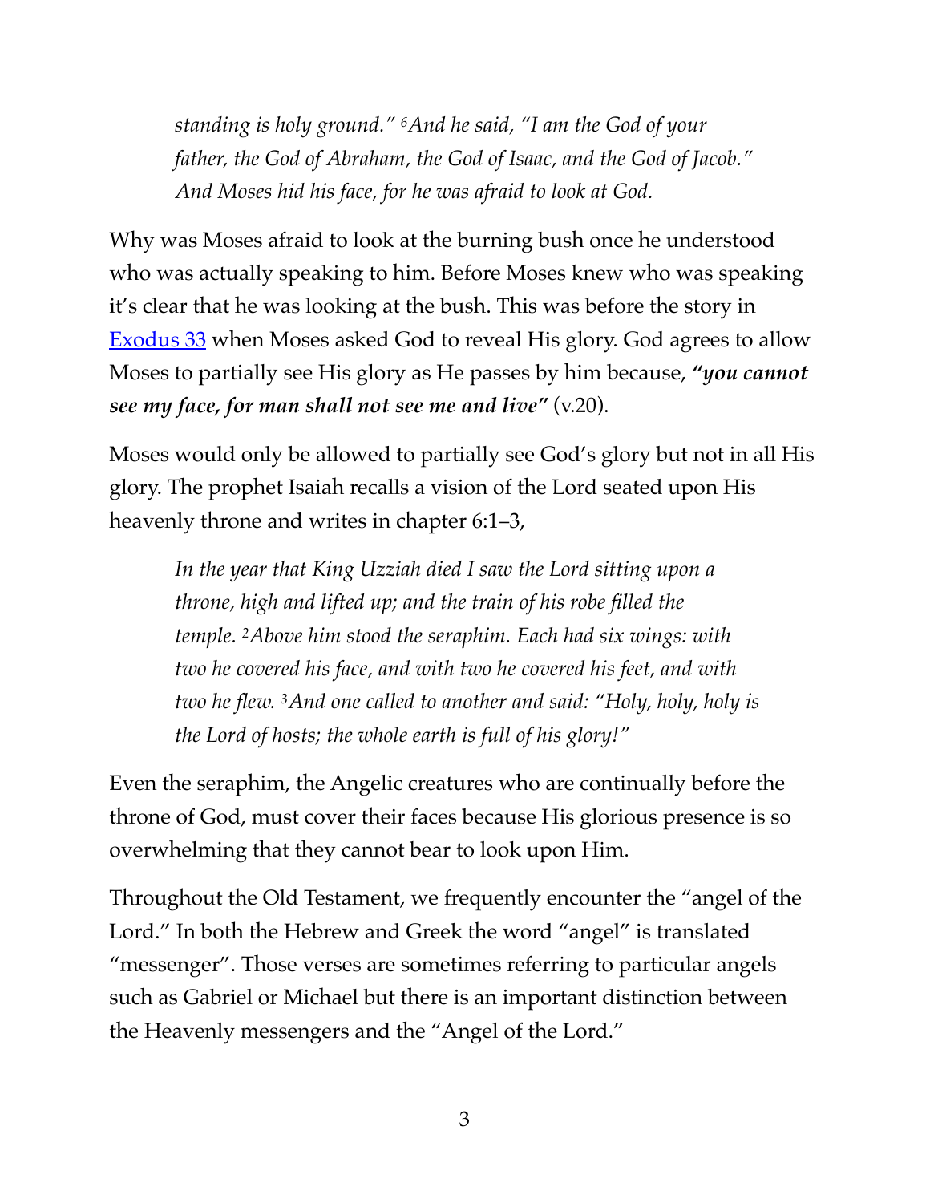> *standing is holy ground."* [6]*And he said, "I am the God of your father, the God of Abraham, the God of Isaac, and the God of Jacob." And Moses hid his face, for he was afraid to look at God.*

Why was Moses afraid to look at the burning bush once he understood who was actually speaking to him. Before Moses knew who was speaking it's clear that he was looking at the bush. This was before the story in Exodus 33 when Moses asked God to reveal His glory. God agrees to allow Moses to partially see His glory as He passes by him because, ***"you cannot see my face, for man shall not see me and live"*** (v.20).

Moses would only be allowed to partially see God's glory but not in all His glory. The prophet Isaiah recalls a vision of the Lord seated upon His heavenly throne and writes in chapter 6:1–3,

> *In the year that King Uzziah died I saw the Lord sitting upon a throne, high and lifted up; and the train of his robe filled the temple.* [2]*Above him stood the seraphim. Each had six wings: with two he covered his face, and with two he covered his feet, and with two he flew.* [3]*And one called to another and said: "Holy, holy, holy is the Lord of hosts; the whole earth is full of his glory!"*

Even the seraphim, the Angelic creatures who are continually before the throne of God, must cover their faces because His glorious presence is so overwhelming that they cannot bear to look upon Him.

Throughout the Old Testament, we frequently encounter the "angel of the Lord." In both the Hebrew and Greek the word "angel" is translated "messenger". Those verses are sometimes referring to particular angels such as Gabriel or Michael but there is an important distinction between the Heavenly messengers and the "Angel of the Lord."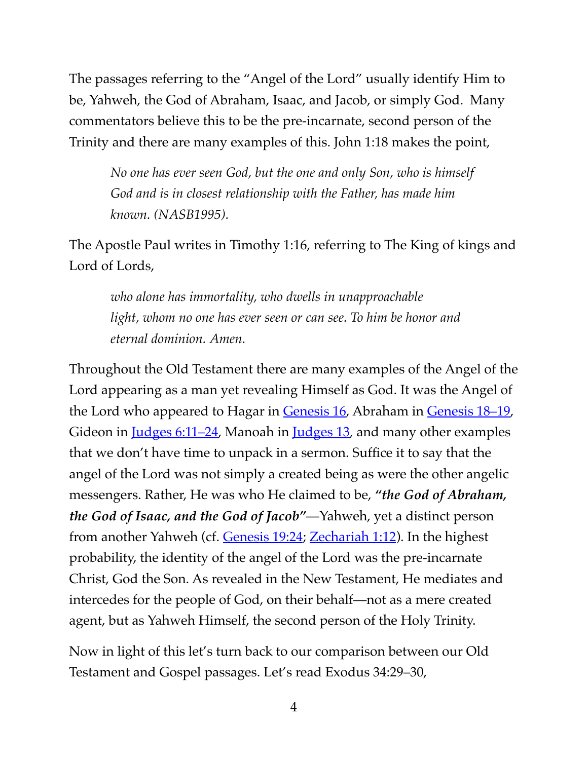The passages referring to the "Angel of the Lord" usually identify Him to be, Yahweh, the God of Abraham, Isaac, and Jacob, or simply God.  Many commentators believe this to be the pre-incarnate, second person of the Trinity and there are many examples of this. John 1:18 makes the point,

> *No one has ever seen God, but the one and only Son, who is himself God and is in closest relationship with the Father, has made him known. (NASB1995).*

The Apostle Paul writes in Timothy 1:16, referring to The King of kings and Lord of Lords,

> *who alone has immortality, who dwells in unapproachable light, whom no one has ever seen or can see. To him be honor and eternal dominion. Amen.*

Throughout the Old Testament there are many examples of the Angel of the Lord appearing as a man yet revealing Himself as God. It was the Angel of the Lord who appeared to Hagar in Genesis 16, Abraham in Genesis 18–19, Gideon in Judges 6:11–24, Manoah in Judges 13, and many other examples that we don't have time to unpack in a sermon. Suffice it to say that the angel of the Lord was not simply a created being as were the other angelic messengers. Rather, He was who He claimed to be, ***"the God of Abraham, the God of Isaac, and the God of Jacob"***—Yahweh, yet a distinct person from another Yahweh (cf. Genesis 19:24; Zechariah 1:12). In the highest probability, the identity of the angel of the Lord was the pre-incarnate Christ, God the Son. As revealed in the New Testament, He mediates and intercedes for the people of God, on their behalf—not as a mere created agent, but as Yahweh Himself, the second person of the Holy Trinity.

Now in light of this let's turn back to our comparison between our Old Testament and Gospel passages. Let's read Exodus 34:29–30,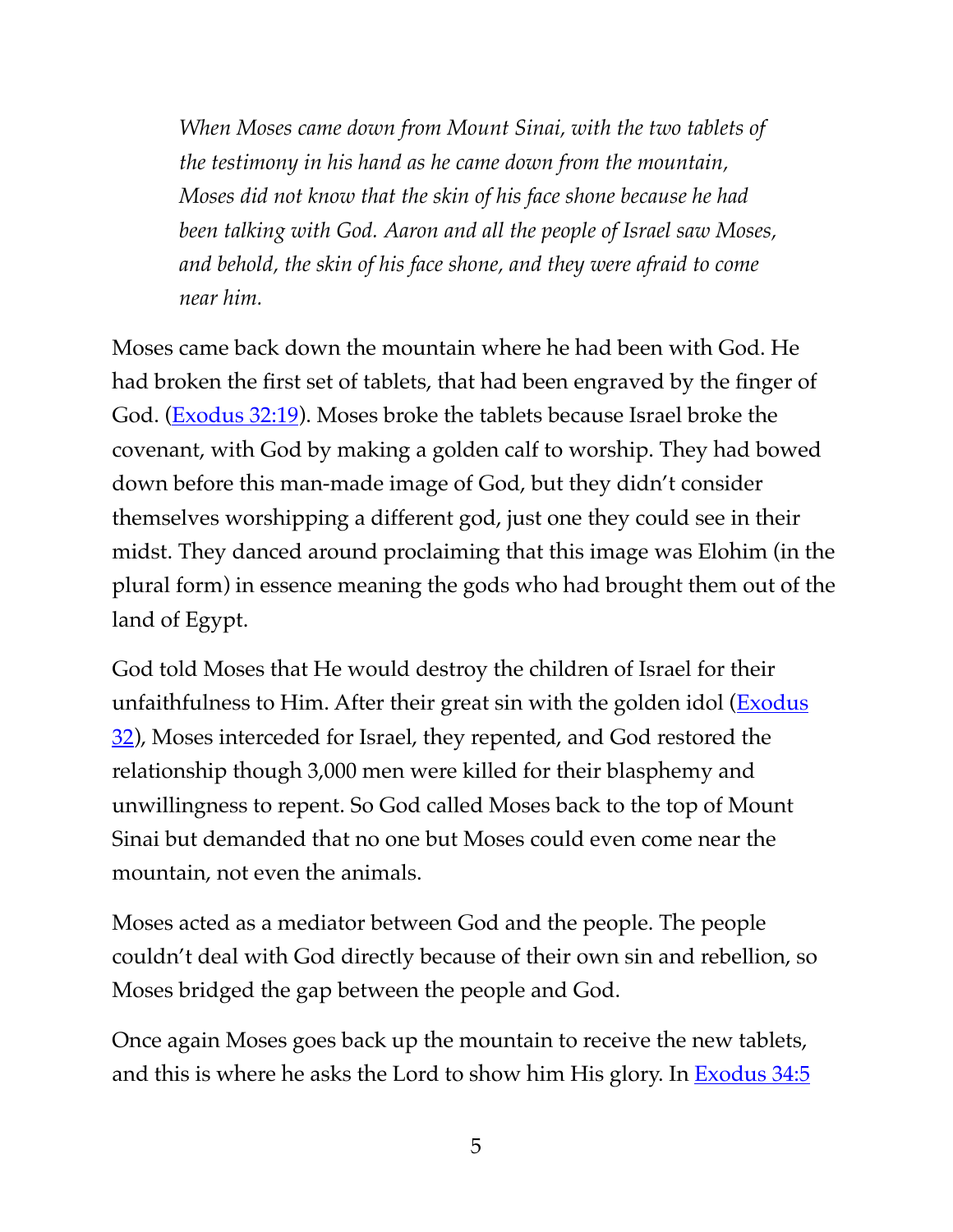> *When Moses came down from Mount Sinai, with the two tablets of the testimony in his hand as he came down from the mountain, Moses did not know that the skin of his face shone because he had been talking with God. Aaron and all the people of Israel saw Moses, and behold, the skin of his face shone, and they were afraid to come near him.*

Moses came back down the mountain where he had been with God. He had broken the first set of tablets, that had been engraved by the finger of God. (Exodus 32:19). Moses broke the tablets because Israel broke the covenant, with God by making a golden calf to worship. They had bowed down before this man-made image of God, but they didn't consider themselves worshipping a different god, just one they could see in their midst. They danced around proclaiming that this image was Elohim (in the plural form) in essence meaning the gods who had brought them out of the land of Egypt.

God told Moses that He would destroy the children of Israel for their unfaithfulness to Him. After their great sin with the golden idol (Exodus 32), Moses interceded for Israel, they repented, and God restored the relationship though 3,000 men were killed for their blasphemy and unwillingness to repent. So God called Moses back to the top of Mount Sinai but demanded that no one but Moses could even come near the mountain, not even the animals.

Moses acted as a mediator between God and the people. The people couldn't deal with God directly because of their own sin and rebellion, so Moses bridged the gap between the people and God.

Once again Moses goes back up the mountain to receive the new tablets, and this is where he asks the Lord to show him His glory. In Exodus 34:5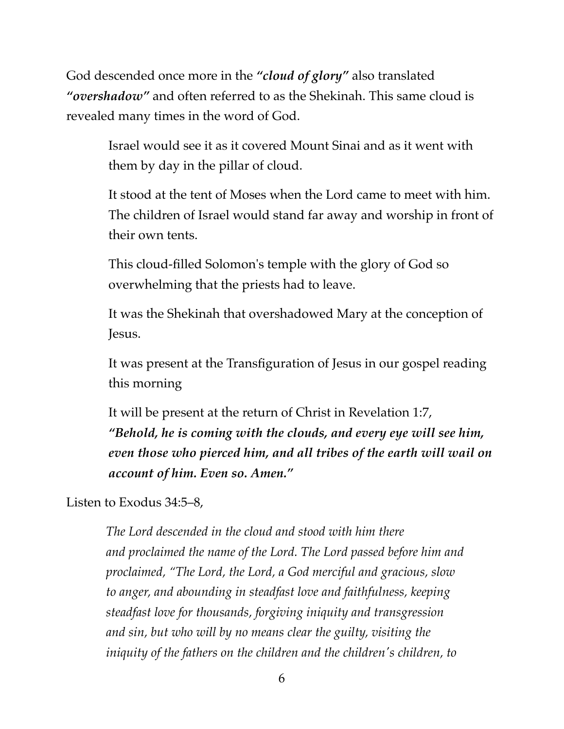God descended once more in the ***"cloud of glory"*** also translated ***"overshadow"*** and often referred to as the Shekinah. This same cloud is revealed many times in the word of God.

> Israel would see it as it covered Mount Sinai and as it went with them by day in the pillar of cloud.
>
> It stood at the tent of Moses when the Lord came to meet with him. The children of Israel would stand far away and worship in front of their own tents.
>
> This cloud-filled Solomon's temple with the glory of God so overwhelming that the priests had to leave.
>
> It was the Shekinah that overshadowed Mary at the conception of Jesus.
>
> It was present at the Transfiguration of Jesus in our gospel reading this morning
>
> It will be present at the return of Christ in Revelation 1:7, ***"Behold, he is coming with the clouds, and every eye will see him, even those who pierced him, and all tribes of the earth will wail on account of him. Even so. Amen."***

Listen to Exodus 34:5–8,

> *The Lord descended in the cloud and stood with him there and proclaimed the name of the Lord. The Lord passed before him and proclaimed, "The Lord, the Lord, a God merciful and gracious, slow to anger, and abounding in steadfast love and faithfulness, keeping steadfast love for thousands, forgiving iniquity and transgression and sin, but who will by no means clear the guilty, visiting the iniquity of the fathers on the children and the children's children, to*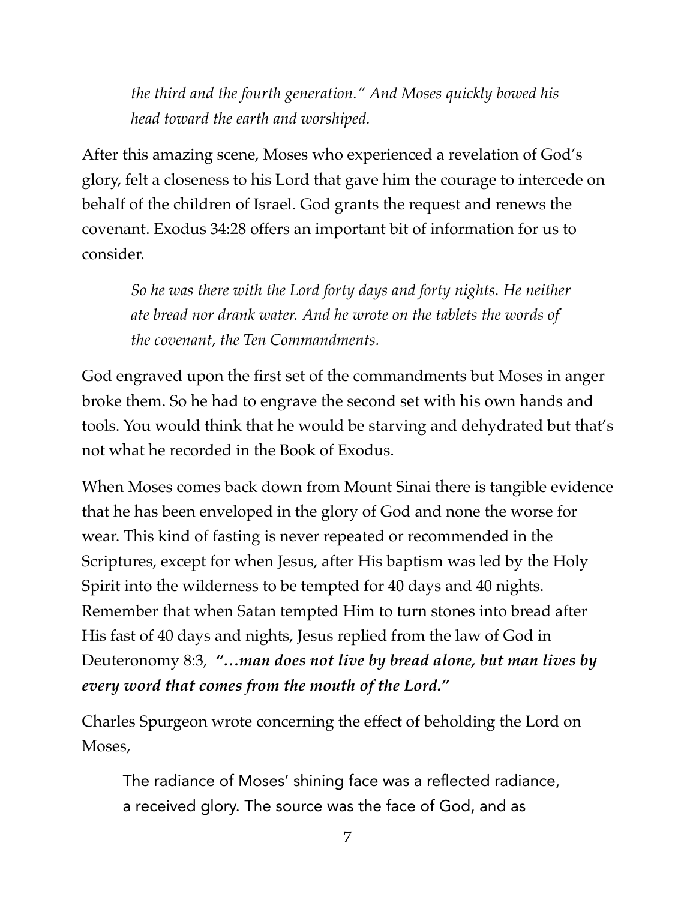> *the third and the fourth generation." And Moses quickly bowed his head toward the earth and worshiped.*

After this amazing scene, Moses who experienced a revelation of God's glory, felt a closeness to his Lord that gave him the courage to intercede on behalf of the children of Israel. God grants the request and renews the covenant. Exodus 34:28 offers an important bit of information for us to consider.

> *So he was there with the Lord forty days and forty nights. He neither ate bread nor drank water. And he wrote on the tablets the words of the covenant, the Ten Commandments.*

God engraved upon the first set of the commandments but Moses in anger broke them. So he had to engrave the second set with his own hands and tools. You would think that he would be starving and dehydrated but that's not what he recorded in the Book of Exodus.

When Moses comes back down from Mount Sinai there is tangible evidence that he has been enveloped in the glory of God and none the worse for wear. This kind of fasting is never repeated or recommended in the Scriptures, except for when Jesus, after His baptism was led by the Holy Spirit into the wilderness to be tempted for 40 days and 40 nights. Remember that when Satan tempted Him to turn stones into bread after His fast of 40 days and nights, Jesus replied from the law of God in Deuteronomy 8:3, ***"…man does not live by bread alone, but man lives by every word that comes from the mouth of the Lord."***

Charles Spurgeon wrote concerning the effect of beholding the Lord on Moses,

> The radiance of Moses' shining face was a reflected radiance, a received glory. The source was the face of God, and as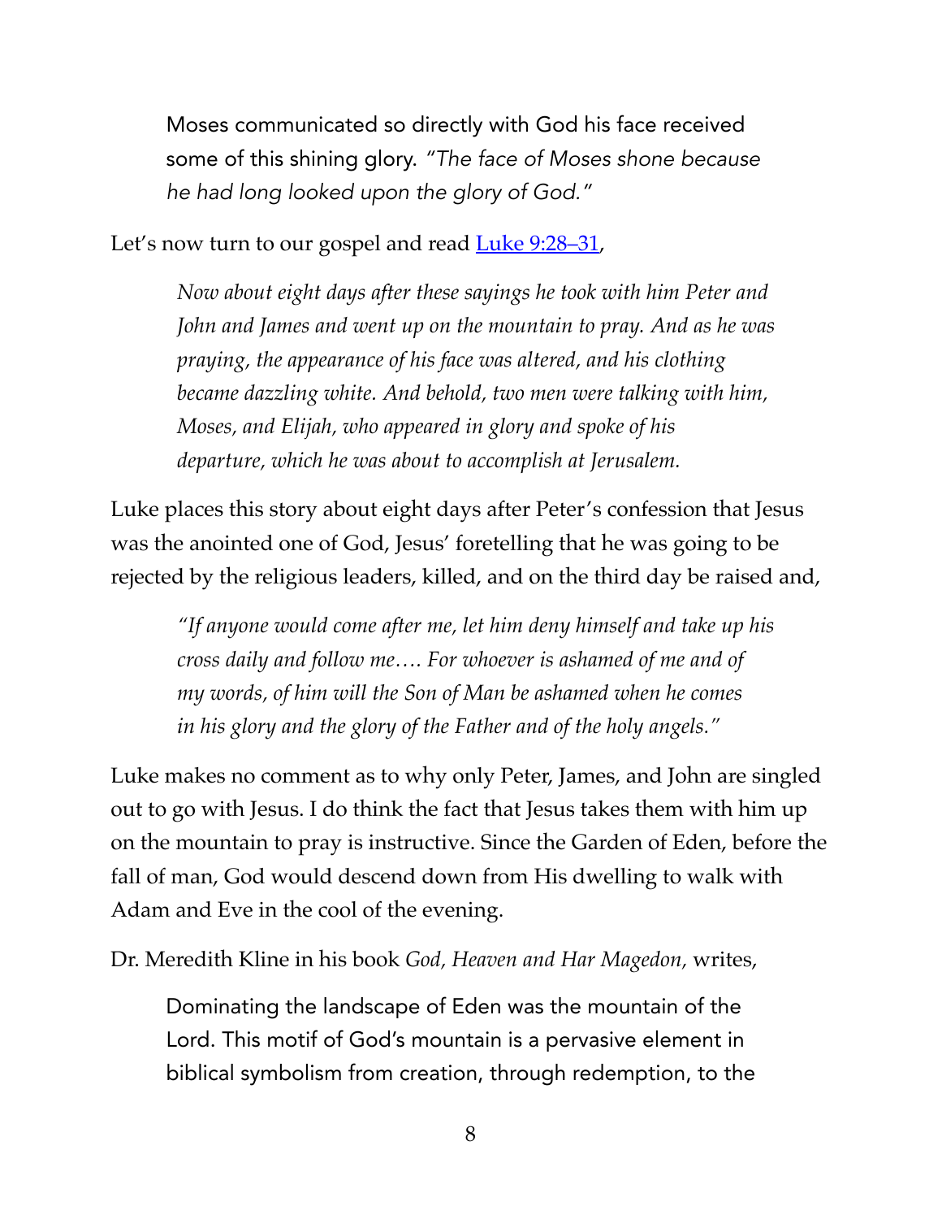> Moses communicated so directly with God his face received some of this shining glory. *"The face of Moses shone because he had long looked upon the glory of God."*

Let's now turn to our gospel and read [Luke 9:28–31](),

> *Now about eight days after these sayings he took with him Peter and John and James and went up on the mountain to pray. And as he was praying, the appearance of his face was altered, and his clothing became dazzling white. And behold, two men were talking with him, Moses, and Elijah, who appeared in glory and spoke of his departure, which he was about to accomplish at Jerusalem.*

Luke places this story about eight days after Peter's confession that Jesus was the anointed one of God, Jesus' foretelling that he was going to be rejected by the religious leaders, killed, and on the third day be raised and,

> *"If anyone would come after me, let him deny himself and take up his cross daily and follow me…. For whoever is ashamed of me and of my words, of him will the Son of Man be ashamed when he comes in his glory and the glory of the Father and of the holy angels."*

Luke makes no comment as to why only Peter, James, and John are singled out to go with Jesus. I do think the fact that Jesus takes them with him up on the mountain to pray is instructive. Since the Garden of Eden, before the fall of man, God would descend down from His dwelling to walk with Adam and Eve in the cool of the evening.

Dr. Meredith Kline in his book *God, Heaven and Har Magedon,* writes,

> Dominating the landscape of Eden was the mountain of the Lord. This motif of God's mountain is a pervasive element in biblical symbolism from creation, through redemption, to the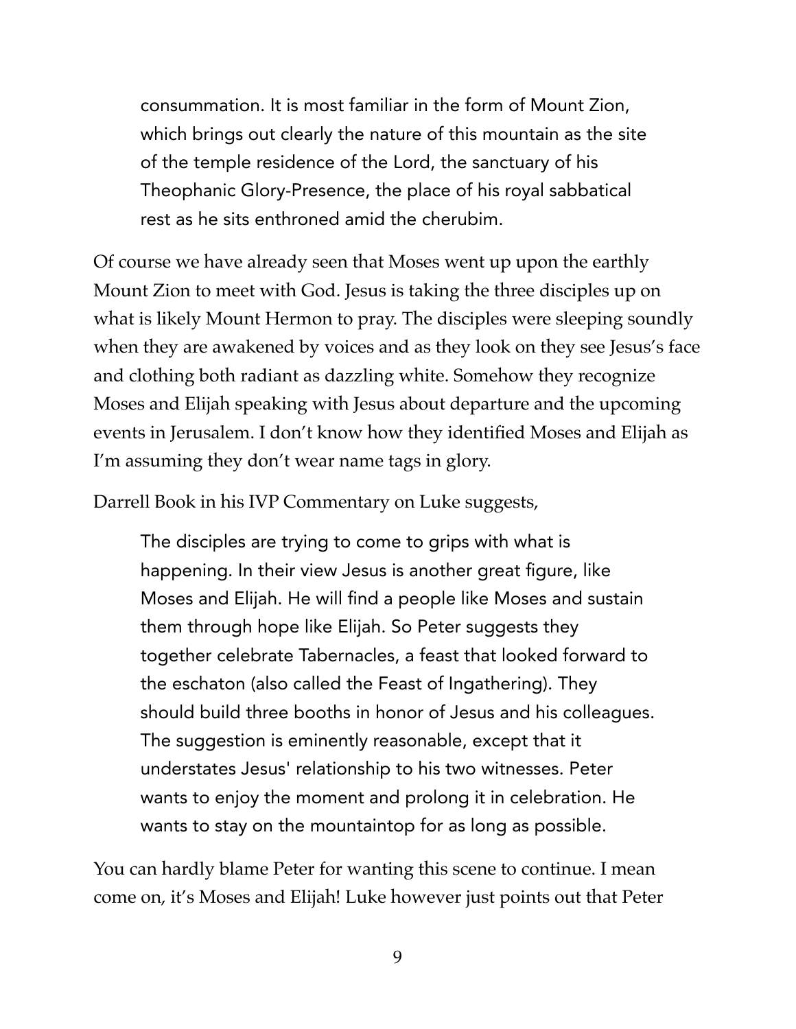> consummation. It is most familiar in the form of Mount Zion, which brings out clearly the nature of this mountain as the site of the temple residence of the Lord, the sanctuary of his Theophanic Glory-Presence, the place of his royal sabbatical rest as he sits enthroned amid the cherubim.

Of course we have already seen that Moses went up upon the earthly Mount Zion to meet with God. Jesus is taking the three disciples up on what is likely Mount Hermon to pray. The disciples were sleeping soundly when they are awakened by voices and as they look on they see Jesus's face and clothing both radiant as dazzling white. Somehow they recognize Moses and Elijah speaking with Jesus about departure and the upcoming events in Jerusalem. I don't know how they identified Moses and Elijah as I'm assuming they don't wear name tags in glory.

Darrell Book in his IVP Commentary on Luke suggests,

> The disciples are trying to come to grips with what is happening. In their view Jesus is another great figure, like Moses and Elijah. He will find a people like Moses and sustain them through hope like Elijah. So Peter suggests they together celebrate Tabernacles, a feast that looked forward to the eschaton (also called the Feast of Ingathering). They should build three booths in honor of Jesus and his colleagues. The suggestion is eminently reasonable, except that it understates Jesus' relationship to his two witnesses. Peter wants to enjoy the moment and prolong it in celebration. He wants to stay on the mountaintop for as long as possible.

You can hardly blame Peter for wanting this scene to continue. I mean come on, it's Moses and Elijah! Luke however just points out that Peter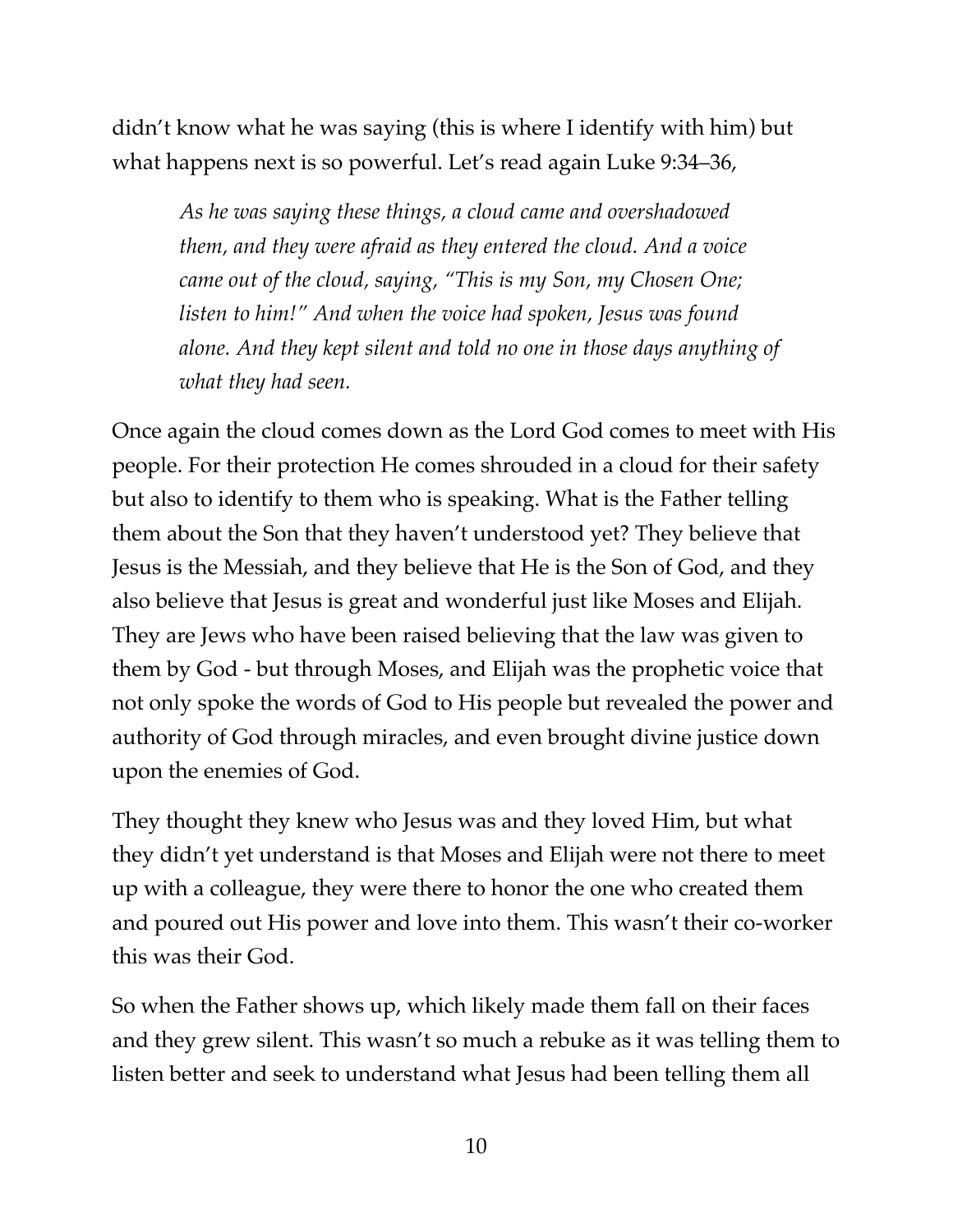didn't know what he was saying (this is where I identify with him) but what happens next is so powerful. Let's read again Luke 9:34–36,

> *As he was saying these things, a cloud came and overshadowed them, and they were afraid as they entered the cloud. And a voice came out of the cloud, saying, "This is my Son, my Chosen One; listen to him!" And when the voice had spoken, Jesus was found alone. And they kept silent and told no one in those days anything of what they had seen.*

Once again the cloud comes down as the Lord God comes to meet with His people. For their protection He comes shrouded in a cloud for their safety but also to identify to them who is speaking. What is the Father telling them about the Son that they haven't understood yet? They believe that Jesus is the Messiah, and they believe that He is the Son of God, and they also believe that Jesus is great and wonderful just like Moses and Elijah. They are Jews who have been raised believing that the law was given to them by God - but through Moses, and Elijah was the prophetic voice that not only spoke the words of God to His people but revealed the power and authority of God through miracles, and even brought divine justice down upon the enemies of God.

They thought they knew who Jesus was and they loved Him, but what they didn't yet understand is that Moses and Elijah were not there to meet up with a colleague, they were there to honor the one who created them and poured out His power and love into them. This wasn't their co-worker this was their God.

So when the Father shows up, which likely made them fall on their faces and they grew silent. This wasn't so much a rebuke as it was telling them to listen better and seek to understand what Jesus had been telling them all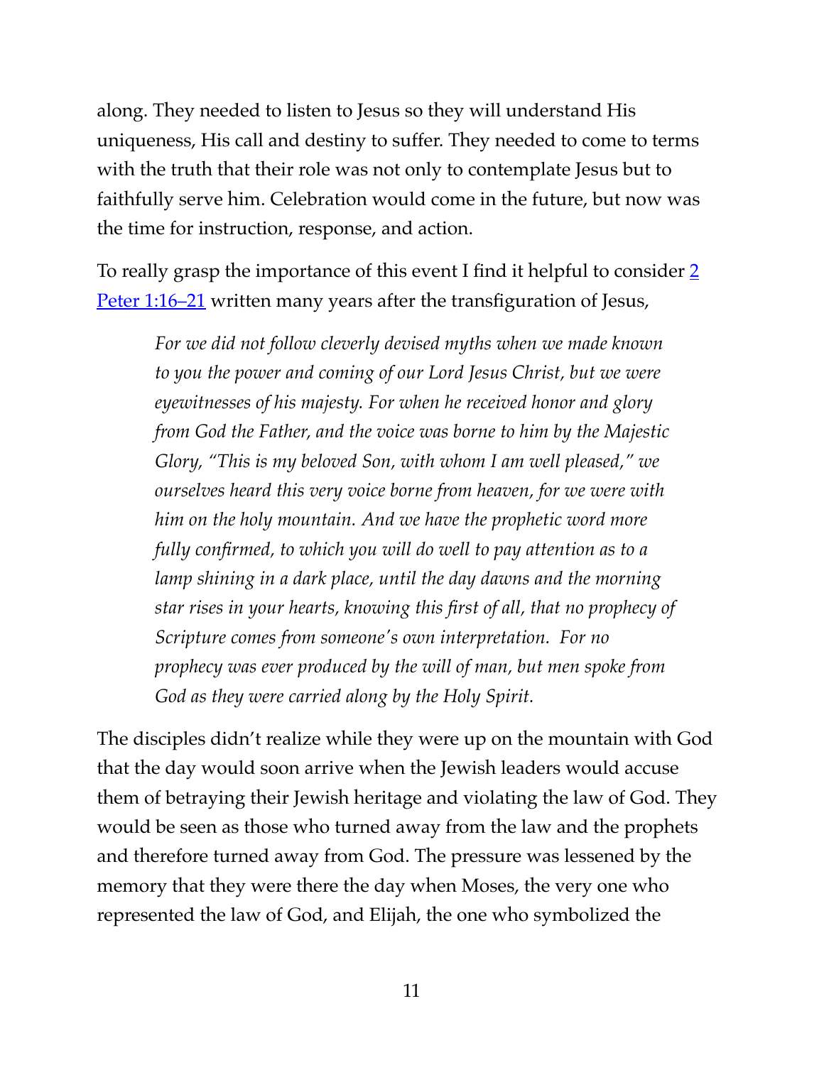along. They needed to listen to Jesus so they will understand His uniqueness, His call and destiny to suffer. They needed to come to terms with the truth that their role was not only to contemplate Jesus but to faithfully serve him. Celebration would come in the future, but now was the time for instruction, response, and action.

To really grasp the importance of this event I find it helpful to consider [2 Peter 1:16–21] written many years after the transfiguration of Jesus,

> *For we did not follow cleverly devised myths when we made known to you the power and coming of our Lord Jesus Christ, but we were eyewitnesses of his majesty. For when he received honor and glory from God the Father, and the voice was borne to him by the Majestic Glory, "This is my beloved Son, with whom I am well pleased," we ourselves heard this very voice borne from heaven, for we were with him on the holy mountain. And we have the prophetic word more fully confirmed, to which you will do well to pay attention as to a lamp shining in a dark place, until the day dawns and the morning star rises in your hearts, knowing this first of all, that no prophecy of Scripture comes from someone's own interpretation. For no prophecy was ever produced by the will of man, but men spoke from God as they were carried along by the Holy Spirit.*

The disciples didn't realize while they were up on the mountain with God that the day would soon arrive when the Jewish leaders would accuse them of betraying their Jewish heritage and violating the law of God. They would be seen as those who turned away from the law and the prophets and therefore turned away from God. The pressure was lessened by the memory that they were there the day when Moses, the very one who represented the law of God, and Elijah, the one who symbolized the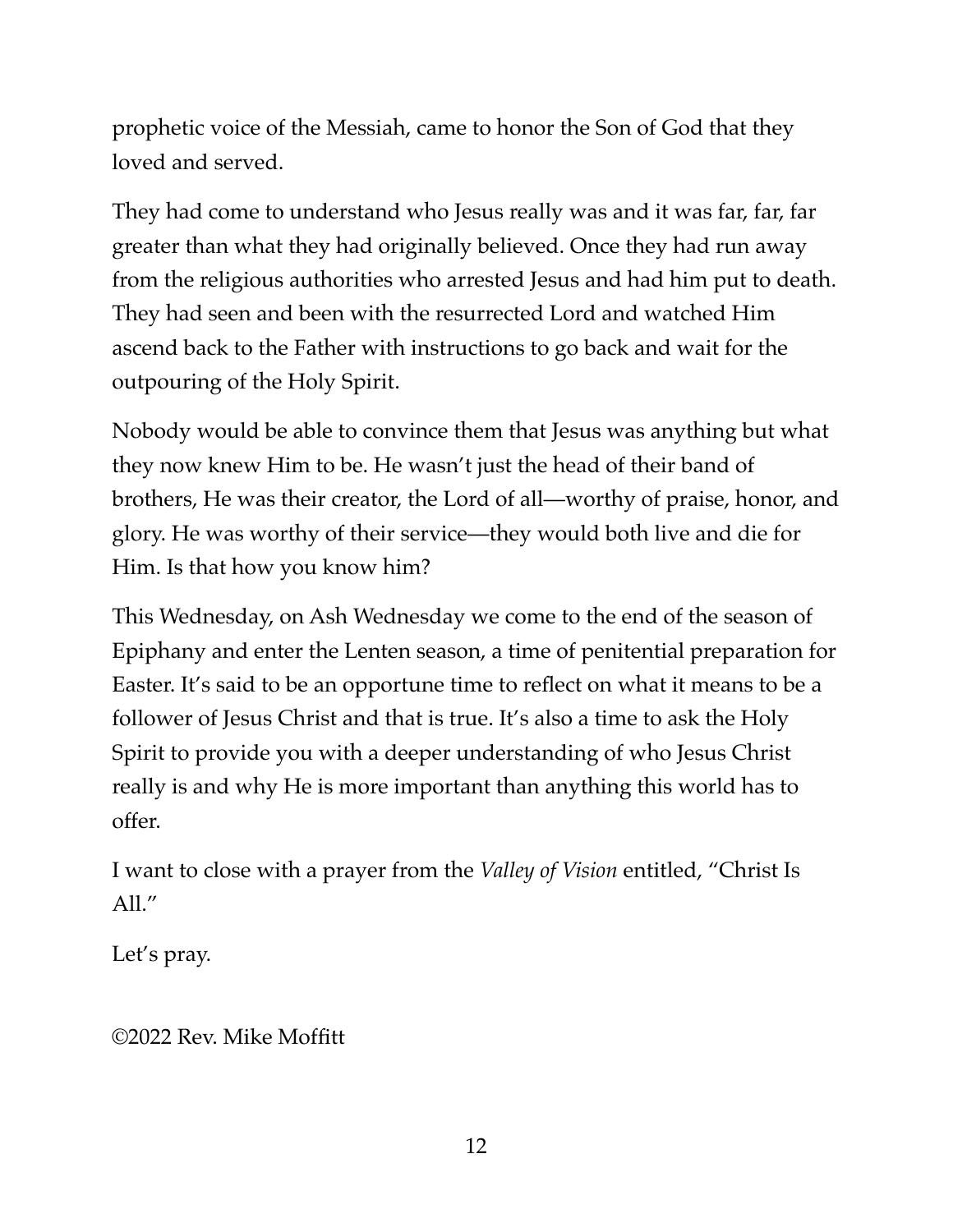prophetic voice of the Messiah, came to honor the Son of God that they loved and served.

They had come to understand who Jesus really was and it was far, far, far greater than what they had originally believed. Once they had run away from the religious authorities who arrested Jesus and had him put to death. They had seen and been with the resurrected Lord and watched Him ascend back to the Father with instructions to go back and wait for the outpouring of the Holy Spirit.

Nobody would be able to convince them that Jesus was anything but what they now knew Him to be. He wasn't just the head of their band of brothers, He was their creator, the Lord of all—worthy of praise, honor, and glory. He was worthy of their service—they would both live and die for Him. Is that how you know him?

This Wednesday, on Ash Wednesday we come to the end of the season of Epiphany and enter the Lenten season, a time of penitential preparation for Easter. It's said to be an opportune time to reflect on what it means to be a follower of Jesus Christ and that is true. It's also a time to ask the Holy Spirit to provide you with a deeper understanding of who Jesus Christ really is and why He is more important than anything this world has to offer.

I want to close with a prayer from the *Valley of Vision* entitled, "Christ Is All."

Let's pray.

©2022 Rev. Mike Moffitt